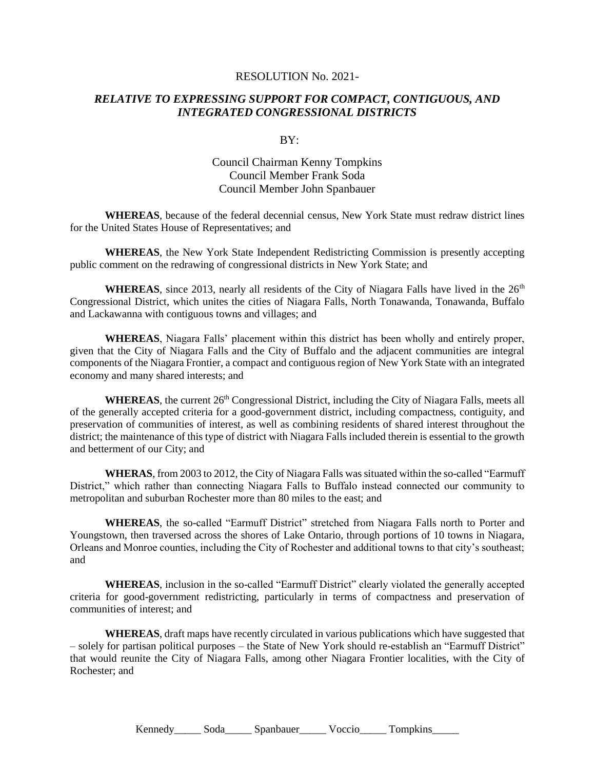RESOLUTION No. 2021-

***RELATIVE TO EXPRESSING SUPPORT FOR COMPACT, CONTIGUOUS, AND INTEGRATED CONGRESSIONAL DISTRICTS***

BY:

Council Chairman Kenny Tompkins
Council Member Frank Soda
Council Member John Spanbauer

**WHEREAS**, because of the federal decennial census, New York State must redraw district lines for the United States House of Representatives; and

**WHEREAS**, the New York State Independent Redistricting Commission is presently accepting public comment on the redrawing of congressional districts in New York State; and

**WHEREAS**, since 2013, nearly all residents of the City of Niagara Falls have lived in the 26th Congressional District, which unites the cities of Niagara Falls, North Tonawanda, Tonawanda, Buffalo and Lackawanna with contiguous towns and villages; and

**WHEREAS**, Niagara Falls' placement within this district has been wholly and entirely proper, given that the City of Niagara Falls and the City of Buffalo and the adjacent communities are integral components of the Niagara Frontier, a compact and contiguous region of New York State with an integrated economy and many shared interests; and

**WHEREAS**, the current 26th Congressional District, including the City of Niagara Falls, meets all of the generally accepted criteria for a good-government district, including compactness, contiguity, and preservation of communities of interest, as well as combining residents of shared interest throughout the district; the maintenance of this type of district with Niagara Falls included therein is essential to the growth and betterment of our City; and

**WHERAS**, from 2003 to 2012, the City of Niagara Falls was situated within the so-called "Earmuff District," which rather than connecting Niagara Falls to Buffalo instead connected our community to metropolitan and suburban Rochester more than 80 miles to the east; and

**WHEREAS**, the so-called "Earmuff District" stretched from Niagara Falls north to Porter and Youngstown, then traversed across the shores of Lake Ontario, through portions of 10 towns in Niagara, Orleans and Monroe counties, including the City of Rochester and additional towns to that city's southeast; and

**WHEREAS**, inclusion in the so-called "Earmuff District" clearly violated the generally accepted criteria for good-government redistricting, particularly in terms of compactness and preservation of communities of interest; and

**WHEREAS**, draft maps have recently circulated in various publications which have suggested that – solely for partisan political purposes – the State of New York should re-establish an "Earmuff District" that would reunite the City of Niagara Falls, among other Niagara Frontier localities, with the City of Rochester; and

Kennedy_____ Soda_____ Spanbauer_____ Voccio_____ Tompkins_____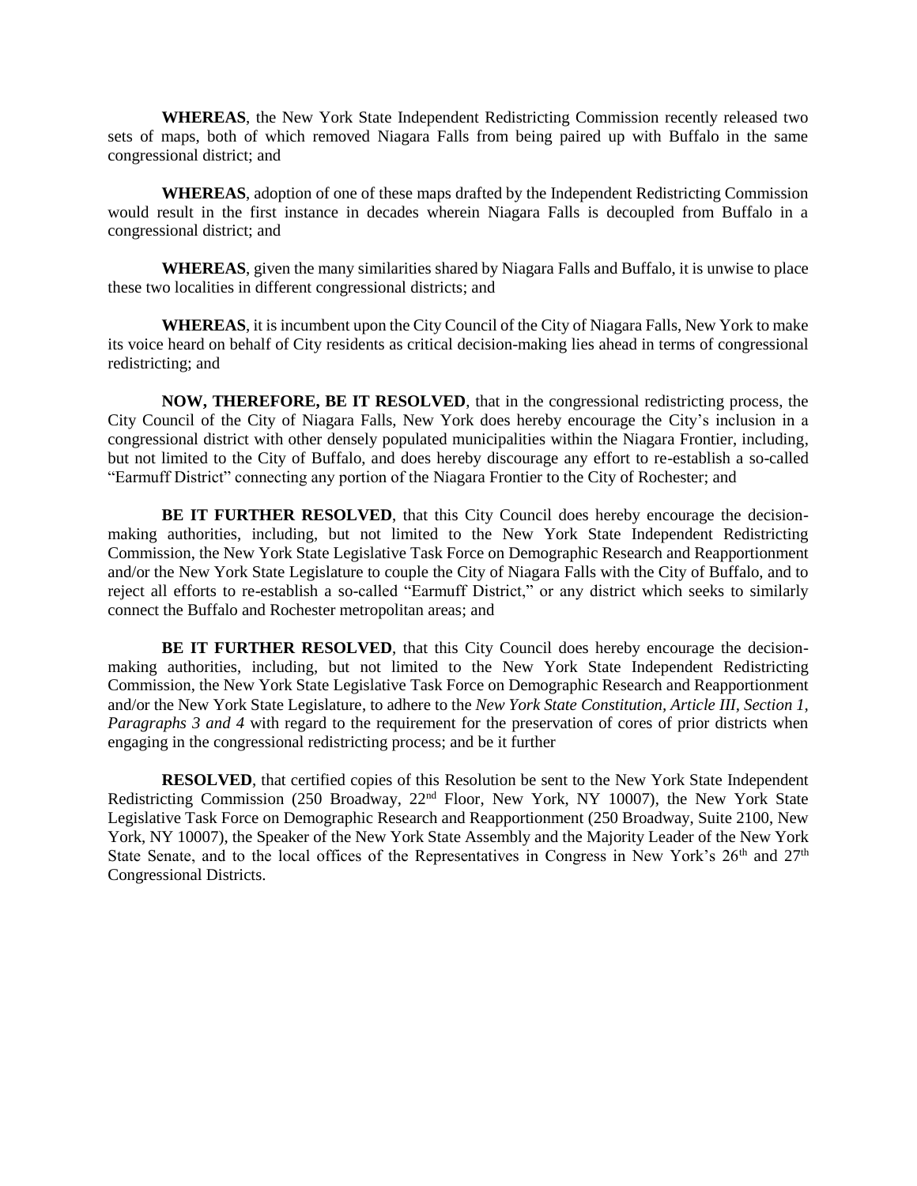**WHEREAS**, the New York State Independent Redistricting Commission recently released two sets of maps, both of which removed Niagara Falls from being paired up with Buffalo in the same congressional district; and

**WHEREAS**, adoption of one of these maps drafted by the Independent Redistricting Commission would result in the first instance in decades wherein Niagara Falls is decoupled from Buffalo in a congressional district; and

**WHEREAS**, given the many similarities shared by Niagara Falls and Buffalo, it is unwise to place these two localities in different congressional districts; and

**WHEREAS**, it is incumbent upon the City Council of the City of Niagara Falls, New York to make its voice heard on behalf of City residents as critical decision-making lies ahead in terms of congressional redistricting; and

**NOW, THEREFORE, BE IT RESOLVED**, that in the congressional redistricting process, the City Council of the City of Niagara Falls, New York does hereby encourage the City's inclusion in a congressional district with other densely populated municipalities within the Niagara Frontier, including, but not limited to the City of Buffalo, and does hereby discourage any effort to re-establish a so-called "Earmuff District" connecting any portion of the Niagara Frontier to the City of Rochester; and

**BE IT FURTHER RESOLVED**, that this City Council does hereby encourage the decision-making authorities, including, but not limited to the New York State Independent Redistricting Commission, the New York State Legislative Task Force on Demographic Research and Reapportionment and/or the New York State Legislature to couple the City of Niagara Falls with the City of Buffalo, and to reject all efforts to re-establish a so-called "Earmuff District," or any district which seeks to similarly connect the Buffalo and Rochester metropolitan areas; and

**BE IT FURTHER RESOLVED**, that this City Council does hereby encourage the decision-making authorities, including, but not limited to the New York State Independent Redistricting Commission, the New York State Legislative Task Force on Demographic Research and Reapportionment and/or the New York State Legislature, to adhere to the *New York State Constitution, Article III, Section 1, Paragraphs 3 and 4* with regard to the requirement for the preservation of cores of prior districts when engaging in the congressional redistricting process; and be it further

**RESOLVED**, that certified copies of this Resolution be sent to the New York State Independent Redistricting Commission (250 Broadway, 22nd Floor, New York, NY 10007), the New York State Legislative Task Force on Demographic Research and Reapportionment (250 Broadway, Suite 2100, New York, NY 10007), the Speaker of the New York State Assembly and the Majority Leader of the New York State Senate, and to the local offices of the Representatives in Congress in New York's 26th and 27th Congressional Districts.